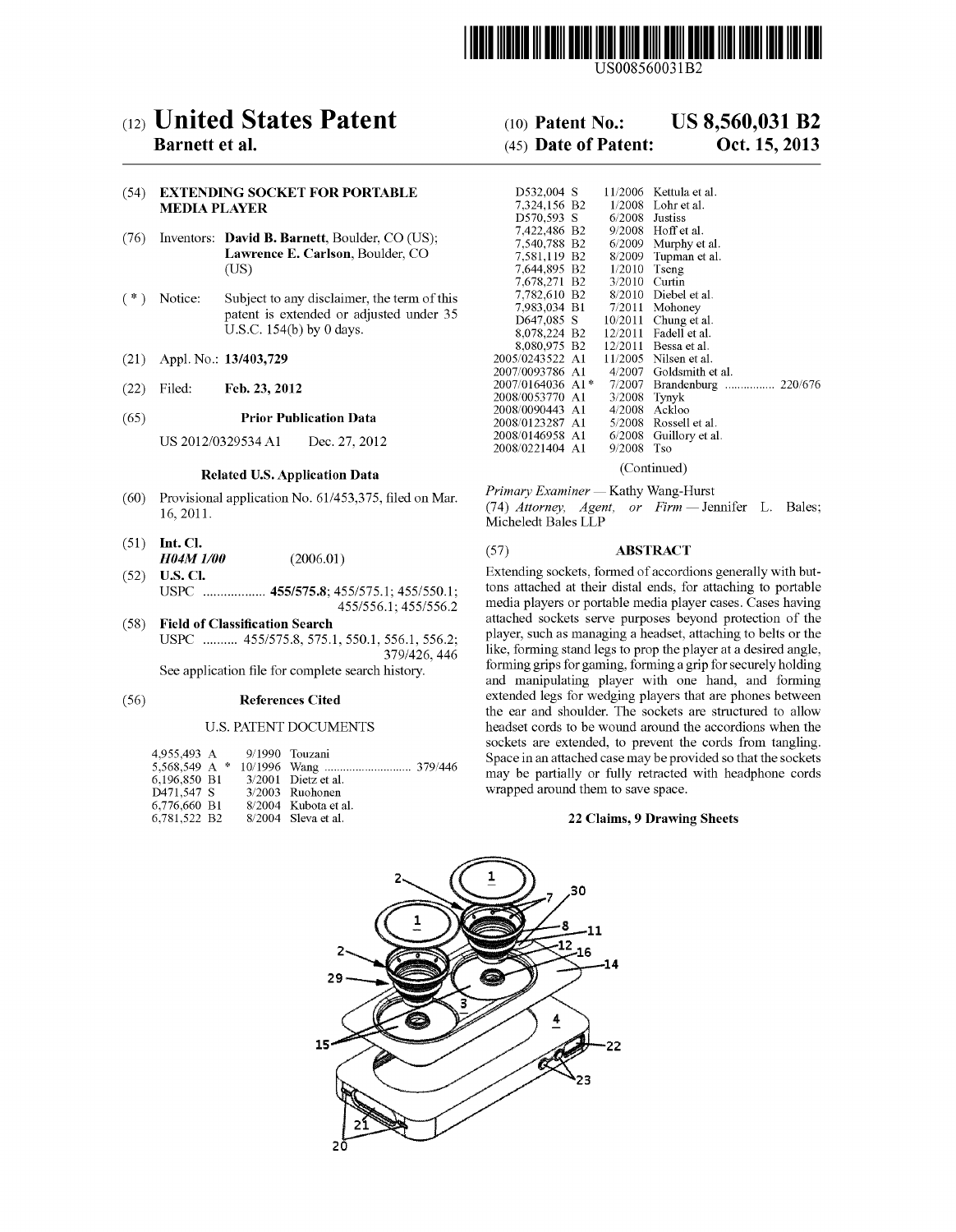US008560031B2

# (12) United States Patent
**Barnett et al.**

(10) **Patent No.: US 8,560,031 B2**

(45) **Date of Patent: Oct. 15, 2013**

(54) **EXTENDING SOCKET FOR PORTABLE MEDIA PLAYER**

(76) Inventors: **David B. Barnett**, Boulder, CO (US); **Lawrence E. Carlson**, Boulder, CO (US)

( * ) Notice: Subject to any disclaimer, the term of this patent is extended or adjusted under 35 U.S.C. 154(b) by 0 days.

(21) Appl. No.: **13/403,729**

(22) Filed: **Feb. 23, 2012**

(65) **Prior Publication Data**

US 2012/0329534 A1 Dec. 27, 2012

**Related U.S. Application Data**

(60) Provisional application No. 61/453,375, filed on Mar. 16, 2011.

(51) **Int. Cl.**
*H04M 1/00* (2006.01)

(52) **U.S. Cl.**
USPC .................. **455/575.8**; 455/575.1; 455/550.1; 455/556.1; 455/556.2

(58) **Field of Classification Search**
USPC .......... 455/575.8, 575.1, 550.1, 556.1, 556.2; 379/426, 446
See application file for complete search history.

(56) **References Cited**

U.S. PATENT DOCUMENTS

| | | |
|---|---|---|
| 4,955,493 A | 9/1990 | Touzani |
| 5,568,549 A * | 10/1996 | Wang .......................... 379/446 |
| 6,196,850 B1 | 3/2001 | Dietz et al. |
| D471,547 S | 3/2003 | Ruohonen |
| 6,776,660 B1 | 8/2004 | Kubota et al. |
| 6,781,522 B2 | 8/2004 | Sleva et al. |
| D532,004 S | 11/2006 | Kettula et al. |
| 7,324,156 B2 | 1/2008 | Lohr et al. |
| D570,593 S | 6/2008 | Justiss |
| 7,422,486 B2 | 9/2008 | Hoff et al. |
| 7,540,788 B2 | 6/2009 | Murphy et al. |
| 7,581,119 B2 | 8/2009 | Tupman et al. |
| 7,644,895 B2 | 1/2010 | Tseng |
| 7,678,271 B2 | 3/2010 | Curtin |
| 7,782,610 B2 | 8/2010 | Diebel et al. |
| 7,983,034 B1 | 7/2011 | Mohoney |
| D647,085 S | 10/2011 | Chung et al. |
| 8,078,224 B2 | 12/2011 | Fadell et al. |
| 8,080,975 B2 | 12/2011 | Bessa et al. |
| 2005/0243522 A1 | 11/2005 | Nilsen et al. |
| 2007/0093786 A1 | 4/2007 | Goldsmith et al. |
| 2007/0164036 A1 * | 7/2007 | Brandenburg ................ 220/676 |
| 2008/0053770 A1 | 3/2008 | Tynyk |
| 2008/0090443 A1 | 4/2008 | Ackloo |
| 2008/0123287 A1 | 5/2008 | Rossell et al. |
| 2008/0146958 A1 | 6/2008 | Guillory et al. |
| 2008/0221404 A1 | 9/2008 | Tso |

(Continued)

*Primary Examiner* — Kathy Wang-Hurst

(74) *Attorney, Agent, or Firm* — Jennifer L. Bales; Macheledt Bales LLP

(57) **ABSTRACT**

Extending sockets, formed of accordions generally with buttons attached at their distal ends, for attaching to portable media players or portable media player cases. Cases having attached sockets serve purposes beyond protection of the player, such as managing a headset, attaching to belts or the like, forming stand legs to prop the player at a desired angle, forming grips for gaming, forming a grip for securely holding and manipulating player with one hand, and forming extended legs for wedging players that are phones between the ear and shoulder. The sockets are structured to allow headset cords to be wound around the accordions when the sockets are extended, to prevent the cords from tangling. Space in an attached case may be provided so that the sockets may be partially or fully retracted with headphone cords wrapped around them to save space.

**22 Claims, 9 Drawing Sheets**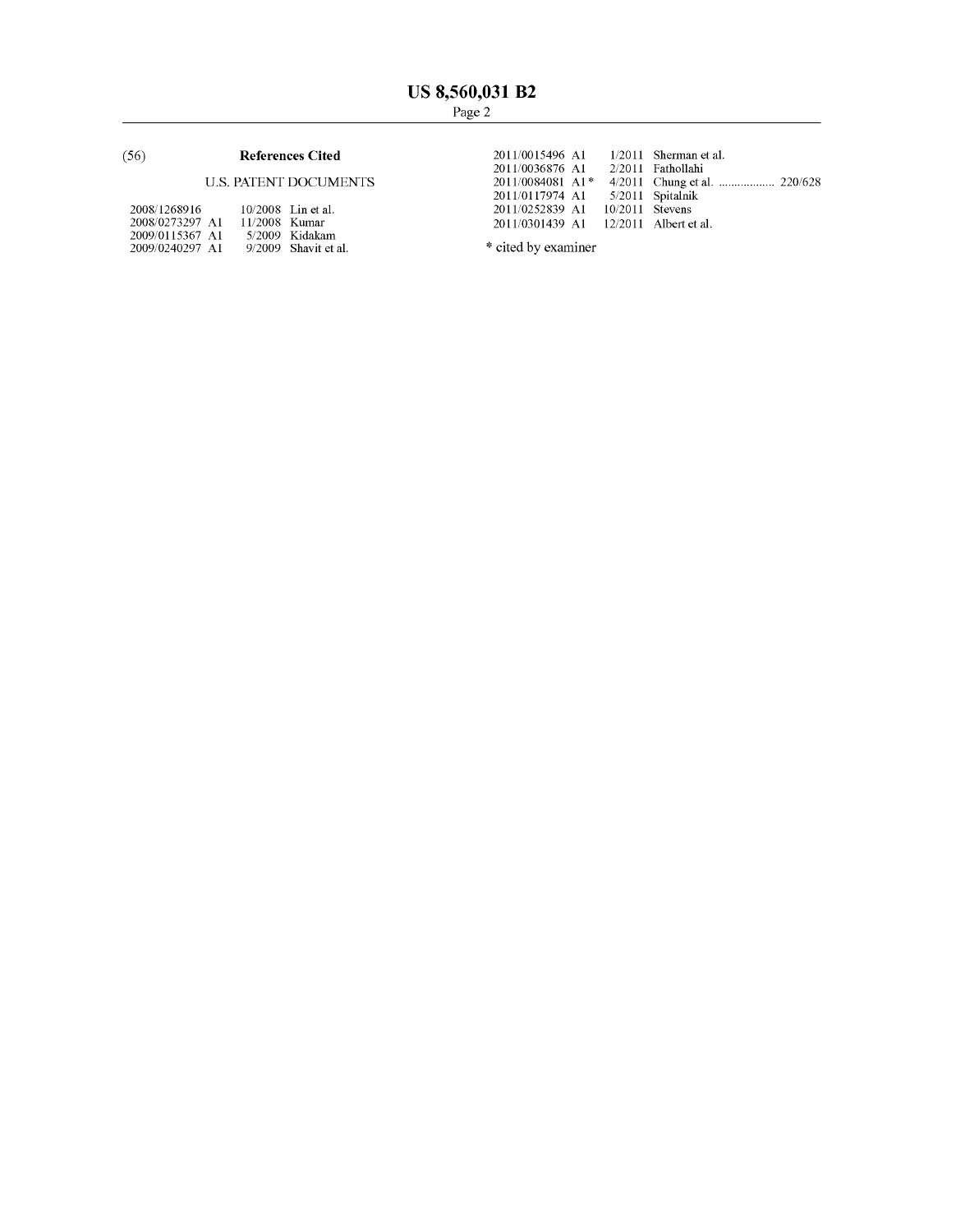(56) **References Cited**

U.S. PATENT DOCUMENTS

| | | |
|---|---|---|
| 2008/1268916 | 10/2008 | Lin et al. |
| 2008/0273297 A1 | 11/2008 | Kumar |
| 2009/0115367 A1 | 5/2009 | Kidakam |
| 2009/0240297 A1 | 9/2009 | Shavit et al. |
| 2011/0015496 A1 | 1/2011 | Sherman et al. |
| 2011/0036876 A1 | 2/2011 | Fathollahi |
| 2011/0084081 A1* | 4/2011 | Chung et al. .................. 220/628 |
| 2011/0117974 A1 | 5/2011 | Spitalnik |
| 2011/0252839 A1 | 10/2011 | Stevens |
| 2011/0301439 A1 | 12/2011 | Albert et al. |

\* cited by examiner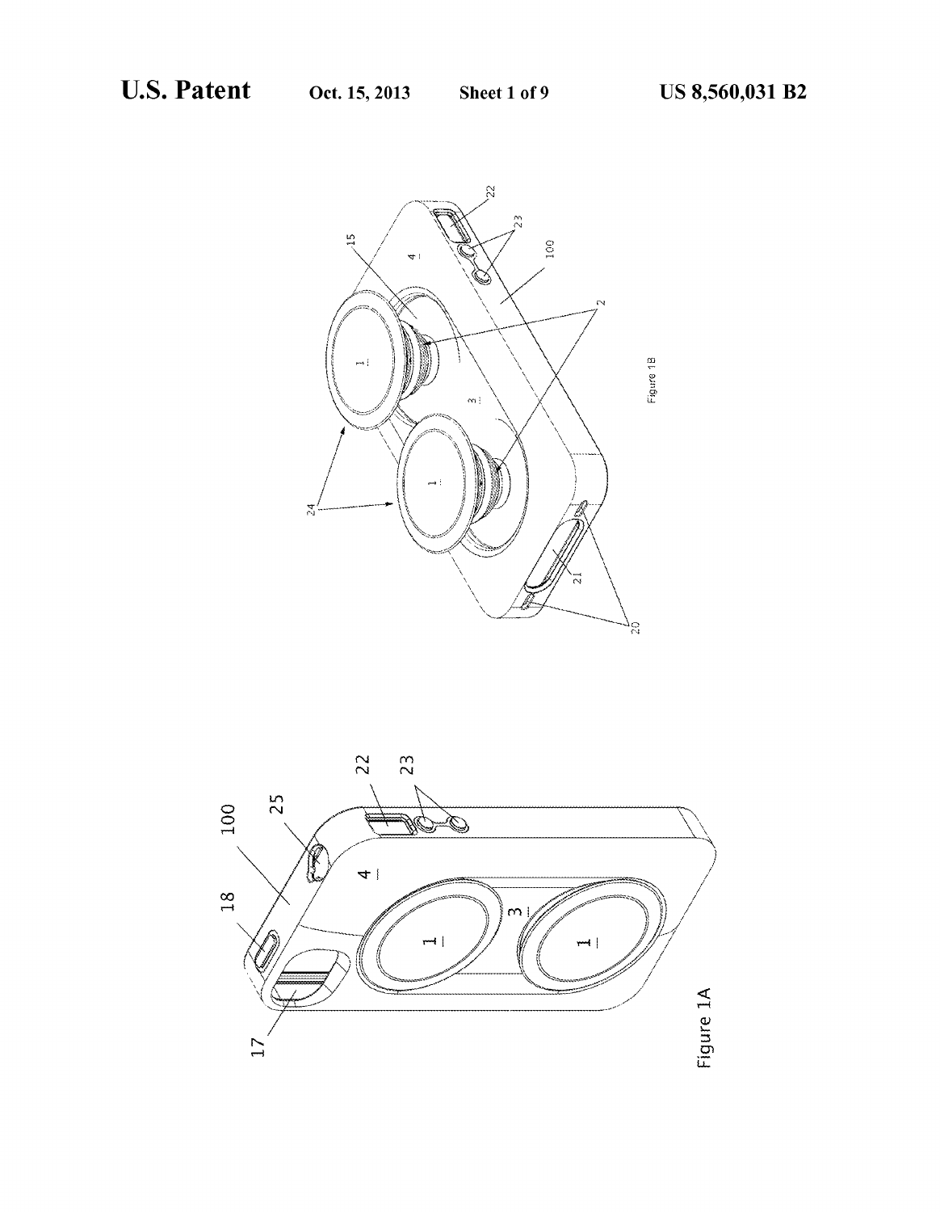Figure 1A

Figure 1B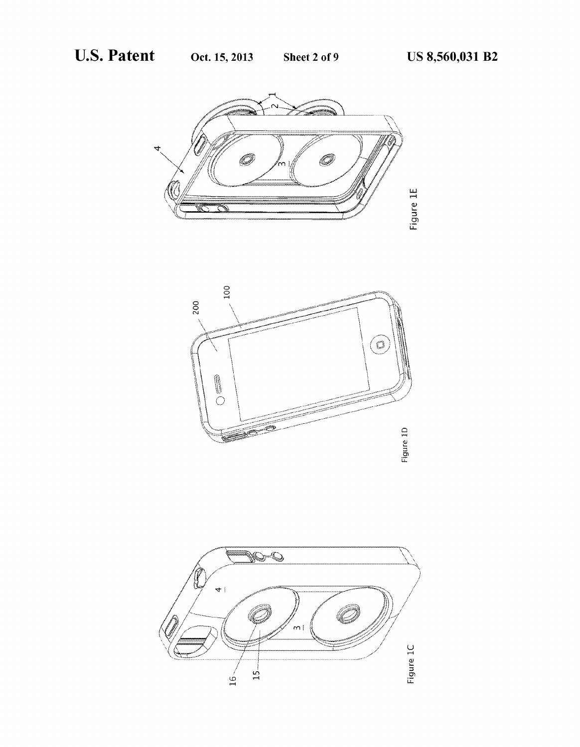Figure 1E

Figure 1D

Figure 1C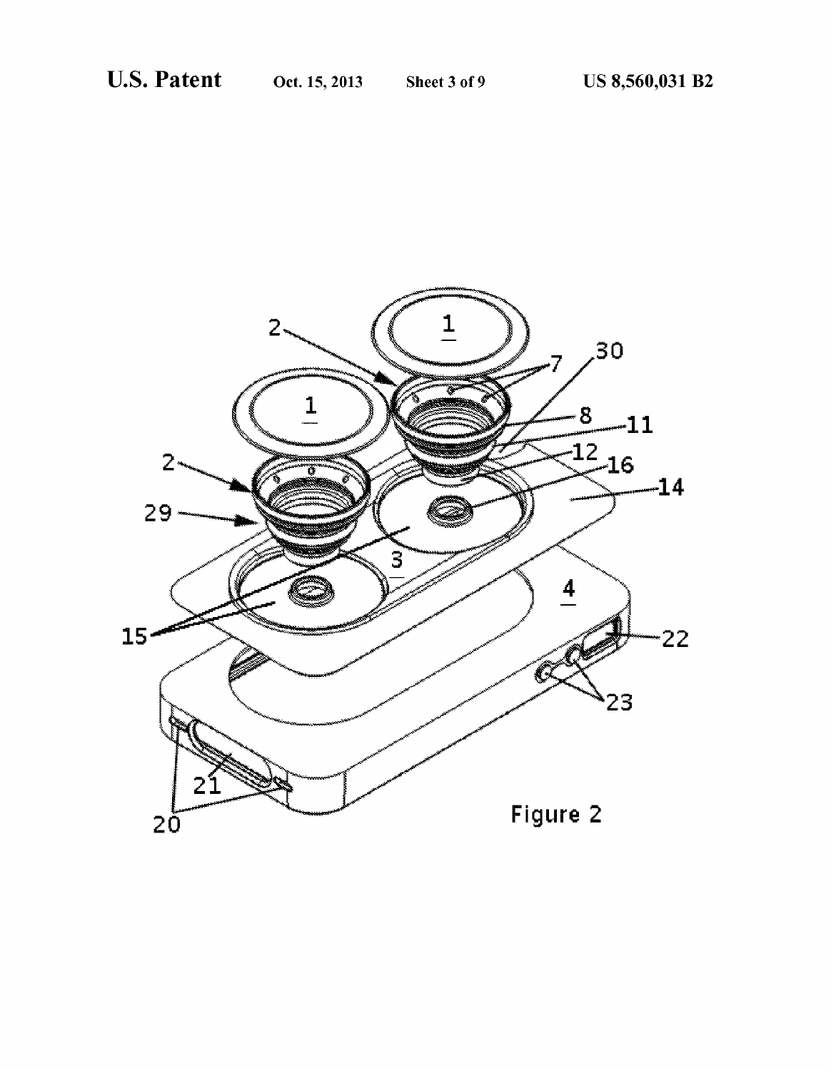Figure 2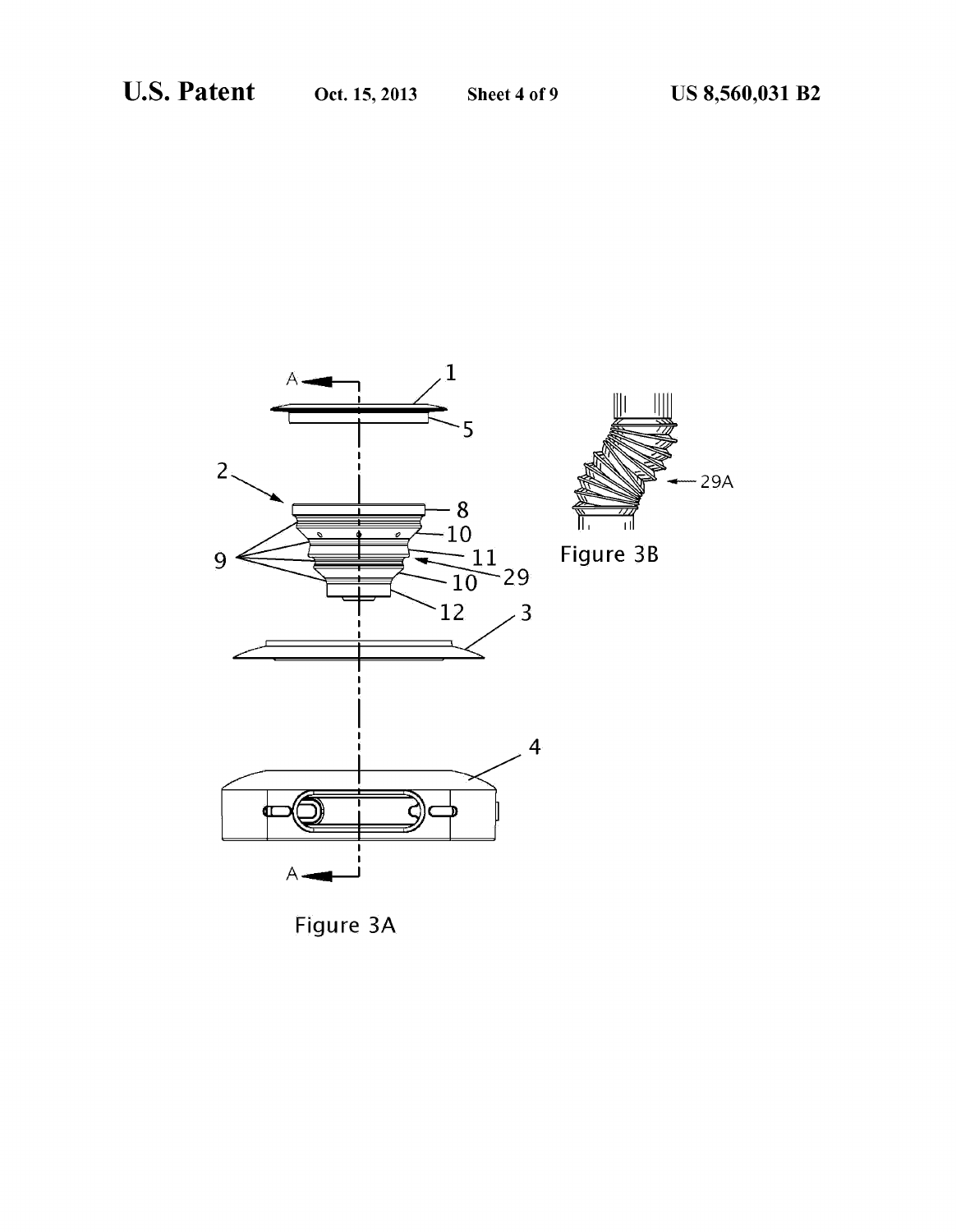Figure 3A

Figure 3B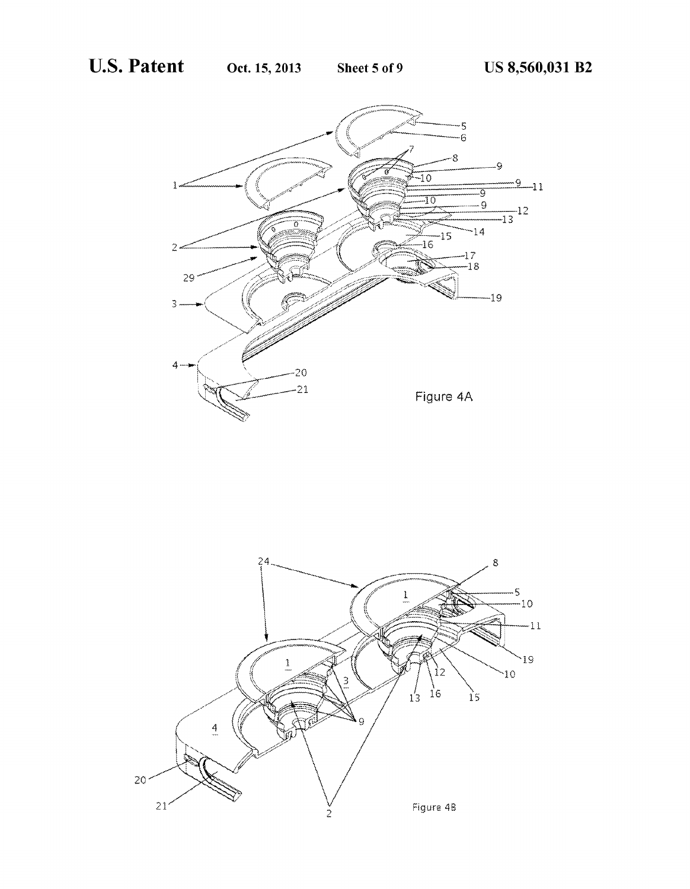Figure 4A

Figure 4B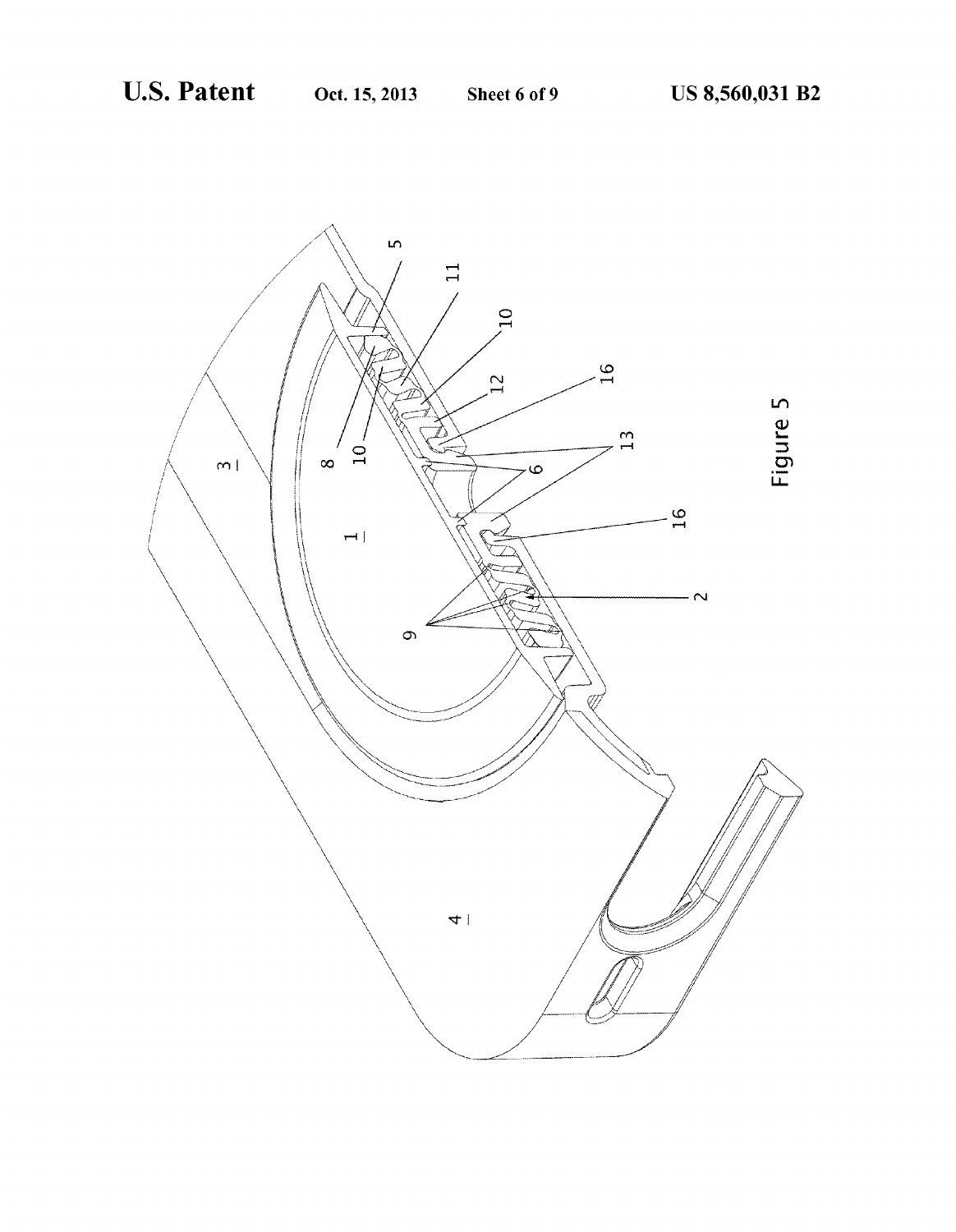Figure 5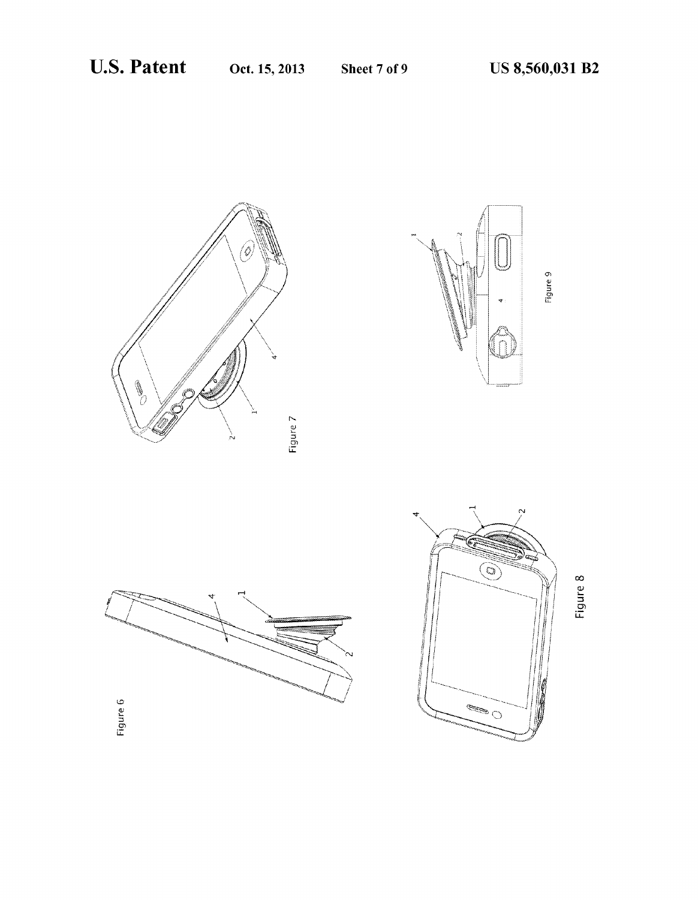Figure 6

Figure 7

Figure 8

Figure 9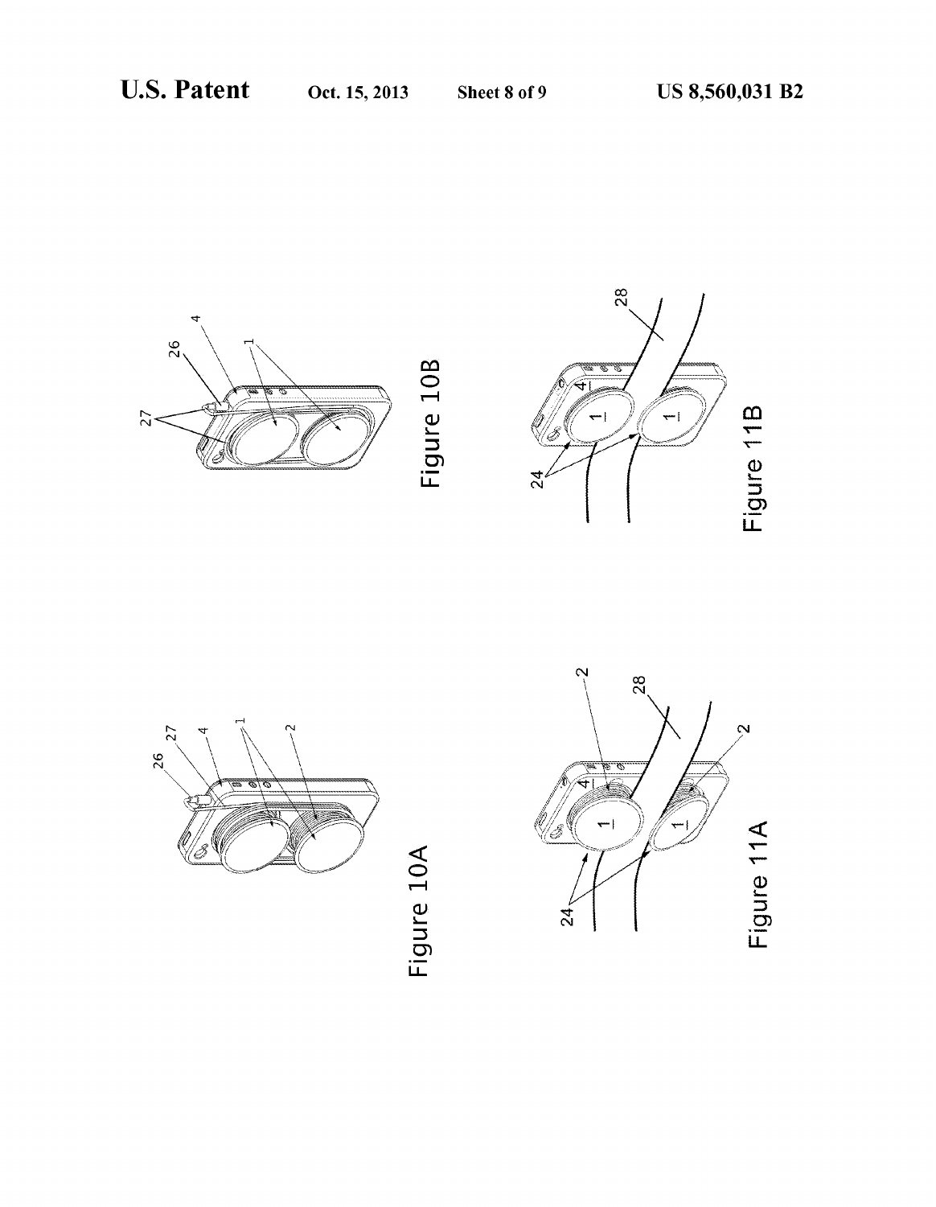Figure 10A

Figure 10B

Figure 11A

Figure 11B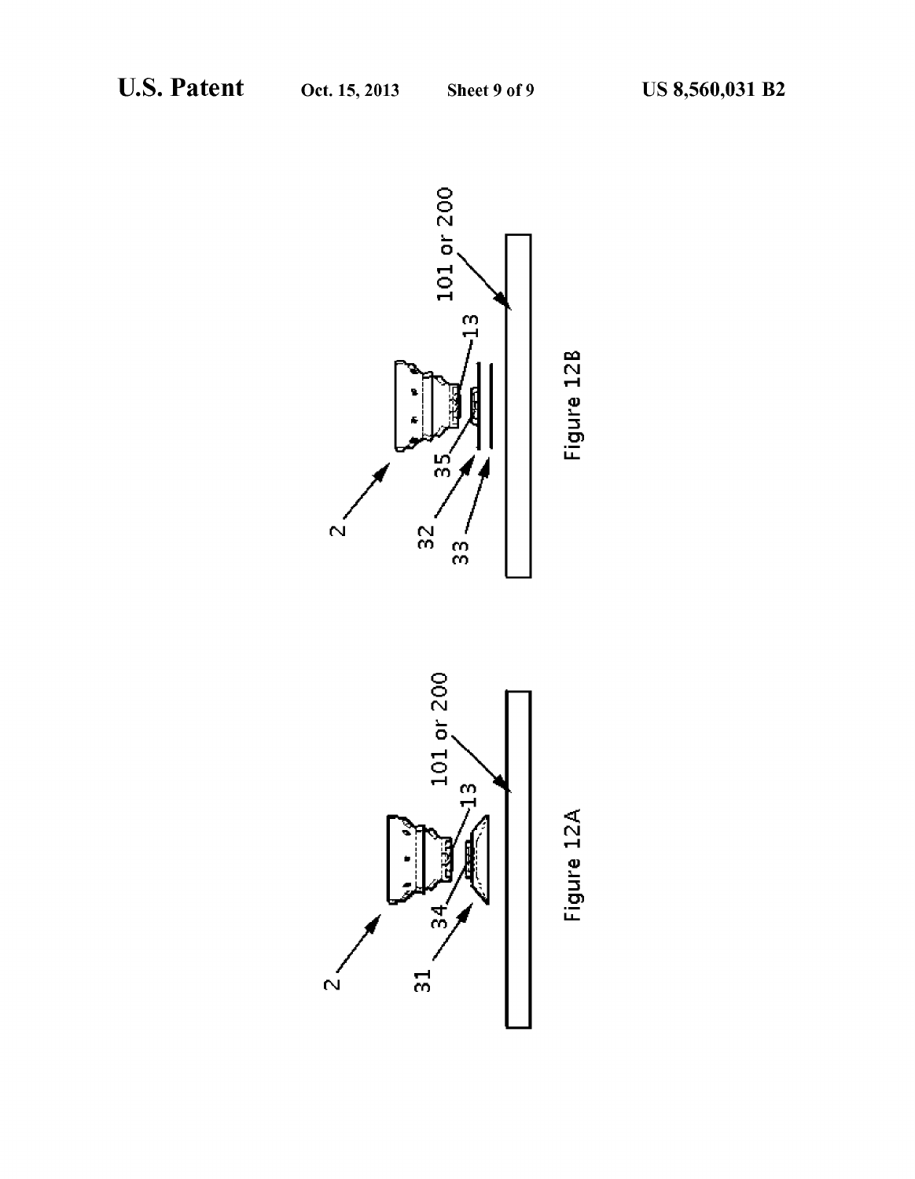Figure 12A

Figure 12B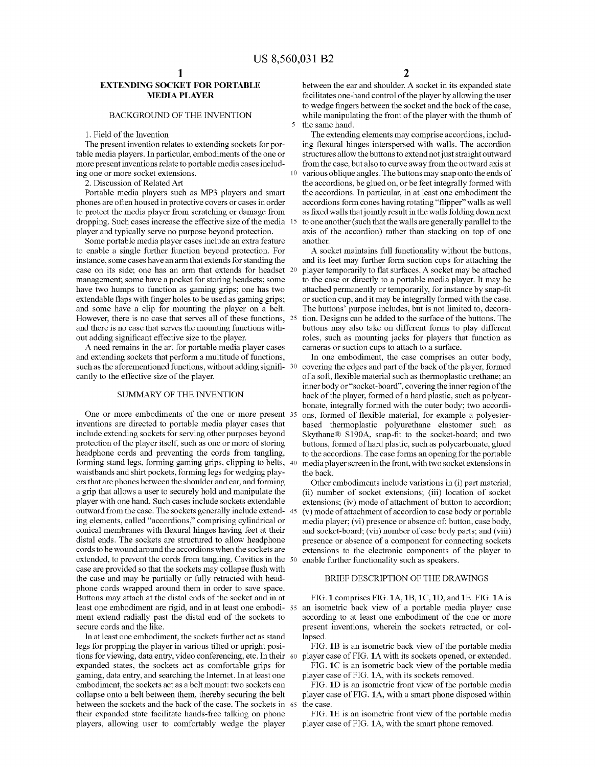# EXTENDING SOCKET FOR PORTABLE MEDIA PLAYER

## BACKGROUND OF THE INVENTION

1. Field of the Invention

The present invention relates to extending sockets for portable media players. In particular, embodiments of the one or more present inventions relate to portable media cases including one or more socket extensions.

2. Discussion of Related Art

Portable media players such as MP3 players and smart phones are often housed in protective covers or cases in order to protect the media player from scratching or damage from dropping. Such cases increase the effective size of the media player and typically serve no purpose beyond protection.

Some portable media player cases include an extra feature to enable a single further function beyond protection. For instance, some cases have an arm that extends for standing the case on its side; one has an arm that extends for headset management; some have a pocket for storing headsets; some have two humps to function as gaming grips; one has two extendable flaps with finger holes to be used as gaming grips; and some have a clip for mounting the player on a belt. However, there is no case that serves all of these functions, and there is no case that serves the mounting functions without adding significant effective size to the player.

A need remains in the art for portable media player cases and extending sockets that perform a multitude of functions, such as the aforementioned functions, without adding significantly to the effective size of the player.

## SUMMARY OF THE INVENTION

One or more embodiments of the one or more present inventions are directed to portable media player cases that include extending sockets for serving other purposes beyond protection of the player itself, such as one or more of storing headphone cords and preventing the cords from tangling, forming stand legs, forming gaming grips, clipping to belts, waistbands and shirt pockets, forming legs for wedging players that are phones between the shoulder and ear, and forming a grip that allows a user to securely hold and manipulate the player with one hand. Such cases include sockets extendable outward from the case. The sockets generally include extending elements, called "accordions," comprising cylindrical or conical membranes with flexural hinges having feet at their distal ends. The sockets are structured to allow headphone cords to be wound around the accordions when the sockets are extended, to prevent the cords from tangling. Cavities in the case are provided so that the sockets may collapse flush with the case and may be partially or fully retracted with headphone cords wrapped around them in order to save space. Buttons may attach at the distal ends of the socket and in at least one embodiment are rigid, and in at least one embodiment extend radially past the distal end of the sockets to secure cords and the like.

In at least one embodiment, the sockets further act as stand legs for propping the player in various tilted or upright positions for viewing, data entry, video conferencing, etc. In their expanded states, the sockets act as comfortable grips for gaming, data entry, and searching the Internet. In at least one embodiment, the sockets act as a belt mount: two sockets can collapse onto a belt between them, thereby securing the belt between the sockets and the back of the case. The sockets in their expanded state facilitate hands-free talking on phone players, allowing user to comfortably wedge the player between the ear and shoulder. A socket in its expanded state facilitates one-hand control of the player by allowing the user to wedge fingers between the socket and the back of the case, while manipulating the front of the player with the thumb of the same hand.

The extending elements may comprise accordions, including flexural hinges interspersed with walls. The accordion structures allow the buttons to extend not just straight outward from the case, but also to curve away from the outward axis at various oblique angles. The buttons may snap onto the ends of the accordions, be glued on, or be feet integrally formed with the accordions. In particular, in at least one embodiment the accordions form cones having rotating "flipper" walls as well as fixed walls that jointly result in the walls folding down next to one another (such that the walls are generally parallel to the axis of the accordion) rather than stacking on top of one another.

A socket maintains full functionality without the buttons, and its feet may further form suction cups for attaching the player temporarily to flat surfaces. A socket may be attached to the case or directly to a portable media player. It may be attached permanently or temporarily, for instance by snap-fit or suction cup, and it may be integrally formed with the case. The buttons' purpose includes, but is not limited to, decoration. Designs can be added to the surface of the buttons. The buttons may also take on different forms to play different roles, such as mounting jacks for players that function as cameras or suction cups to attach to a surface.

In one embodiment, the case comprises an outer body, covering the edges and part of the back of the player, formed of a soft, flexible material such as thermoplastic urethane; an inner body or "socket-board", covering the inner region of the back of the player, formed of a hard plastic, such as polycarbonate, integrally formed with the outer body; two accordions, formed of flexible material, for example a polyester-based thermoplastic polyurethane elastomer such as Skythane® S190A, snap-fit to the socket-board; and two buttons, formed of hard plastic, such as polycarbonate, glued to the accordions. The case forms an opening for the portable media player screen in the front, with two socket extensions in the back.

Other embodiments include variations in (i) part material; (ii) number of socket extensions; (iii) location of socket extensions; (iv) mode of attachment of button to accordion; (v) mode of attachment of accordion to case body or portable media player; (vi) presence or absence of: button, case body, and socket-board; (vii) number of case body parts; and (viii) presence or absence of a component for connecting sockets extensions to the electronic components of the player to enable further functionality such as speakers.

## BRIEF DESCRIPTION OF THE DRAWINGS

FIG. 1 comprises FIG. 1A, 1B, 1C, 1D, and 1E. FIG. 1A is an isometric back view of a portable media player case according to at least one embodiment of the one or more present inventions, wherein the sockets retracted, or collapsed.

FIG. 1B is an isometric back view of the portable media player case of FIG. 1A with its sockets opened, or extended.

FIG. 1C is an isometric back view of the portable media player case of FIG. 1A, with its sockets removed.

FIG. 1D is an isometric front view of the portable media player case of FIG. 1A, with a smart phone disposed within the case.

FIG. 1E is an isometric front view of the portable media player case of FIG. 1A, with the smart phone removed.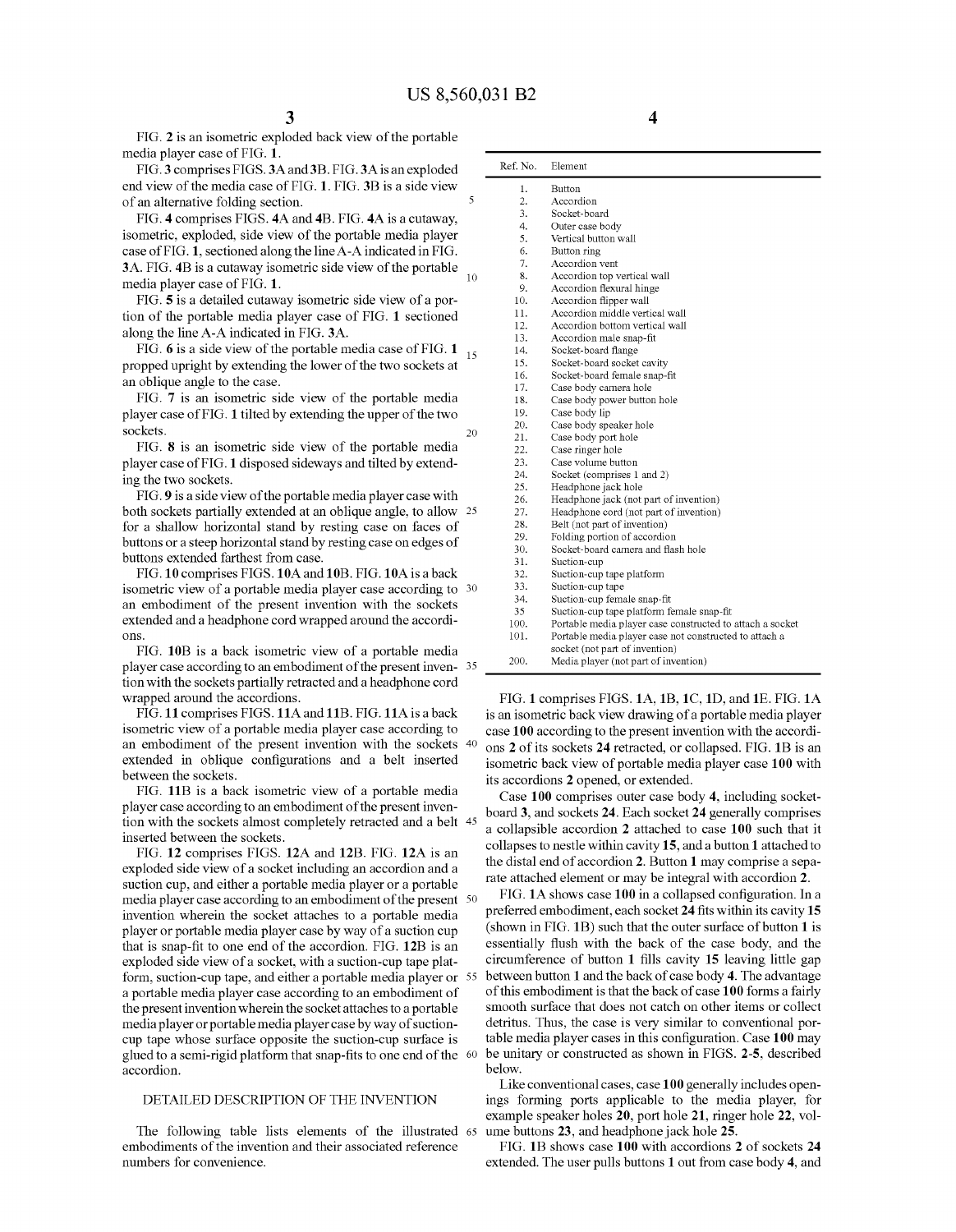FIG. 2 is an isometric exploded back view of the portable media player case of FIG. 1.

FIG. 3 comprises FIGS. 3A and 3B. FIG. 3A is an exploded end view of the media case of FIG. 1. FIG. 3B is a side view of an alternative folding section.

FIG. 4 comprises FIGS. 4A and 4B. FIG. 4A is a cutaway, isometric, exploded, side view of the portable media player case of FIG. 1, sectioned along the line A-A indicated in FIG. 3A. FIG. 4B is a cutaway isometric side view of the portable media player case of FIG. 1.

FIG. 5 is a detailed cutaway isometric side view of a portion of the portable media player case of FIG. 1 sectioned along the line A-A indicated in FIG. 3A.

FIG. 6 is a side view of the portable media case of FIG. 1 propped upright by extending the lower of the two sockets at an oblique angle to the case.

FIG. 7 is an isometric side view of the portable media player case of FIG. 1 tilted by extending the upper of the two sockets.

FIG. 8 is an isometric side view of the portable media player case of FIG. 1 disposed sideways and tilted by extending the two sockets.

FIG. 9 is a side view of the portable media player case with both sockets partially extended at an oblique angle, to allow for a shallow horizontal stand by resting case on faces of buttons or a steep horizontal stand by resting case on edges of buttons extended farthest from case.

FIG. 10 comprises FIGS. 10A and 10B. FIG. 10A is a back isometric view of a portable media player case according to an embodiment of the present invention with the sockets extended and a headphone cord wrapped around the accordions.

FIG. 10B is a back isometric view of a portable media player case according to an embodiment of the present invention with the sockets partially retracted and a headphone cord wrapped around the accordions.

FIG. 11 comprises FIGS. 11A and 11B. FIG. 11A is a back isometric view of a portable media player case according to an embodiment of the present invention with the sockets extended in oblique configurations and a belt inserted between the sockets.

FIG. 11B is a back isometric view of a portable media player case according to an embodiment of the present invention with the sockets almost completely retracted and a belt inserted between the sockets.

FIG. 12 comprises FIGS. 12A and 12B. FIG. 12A is an exploded side view of a socket including an accordion and a suction cup, and either a portable media player or a portable media player case according to an embodiment of the present invention wherein the socket attaches to a portable media player or portable media player case by way of a suction cup that is snap-fit to one end of the accordion. FIG. 12B is an exploded side view of a socket, with a suction-cup tape platform, suction-cup tape, and either a portable media player or a portable media player case according to an embodiment of the present invention wherein the socket attaches to a portable media player or portable media player case by way of suction-cup tape whose surface opposite the suction-cup surface is glued to a semi-rigid platform that snap-fits to one end of the accordion.

## DETAILED DESCRIPTION OF THE INVENTION

The following table lists elements of the illustrated embodiments of the invention and their associated reference numbers for convenience.

| Ref. No. | Element |
|---|---|
| 1. | Button |
| 2. | Accordion |
| 3. | Socket-board |
| 4. | Outer case body |
| 5. | Vertical button wall |
| 6. | Button ring |
| 7. | Accordion vent |
| 8. | Accordion top vertical wall |
| 9. | Accordion flexural hinge |
| 10. | Accordion flipper wall |
| 11. | Accordion middle vertical wall |
| 12. | Accordion bottom vertical wall |
| 13. | Accordion male snap-fit |
| 14. | Socket-board flange |
| 15. | Socket-board socket cavity |
| 16. | Socket-board female snap-fit |
| 17. | Case body camera hole |
| 18. | Case body power button hole |
| 19. | Case body lip |
| 20. | Case body speaker hole |
| 21. | Case body port hole |
| 22. | Case ringer hole |
| 23. | Case volume button |
| 24. | Socket (comprises 1 and 2) |
| 25. | Headphone jack hole |
| 26. | Headphone jack (not part of invention) |
| 27. | Headphone cord (not part of invention) |
| 28. | Belt (not part of invention) |
| 29. | Folding portion of accordion |
| 30. | Socket-board camera and flash hole |
| 31. | Suction-cup |
| 32. | Suction-cup tape platform |
| 33. | Suction-cup tape |
| 34. | Suction-cup female snap-fit |
| 35 | Suction-cup tape platform female snap-fit |
| 100. | Portable media player case constructed to attach a socket |
| 101. | Portable media player case not constructed to attach a socket (not part of invention) |
| 200. | Media player (not part of invention) |

FIG. 1 comprises FIGS. 1A, 1B, 1C, 1D, and 1E. FIG. 1A is an isometric back view drawing of a portable media player case 100 according to the present invention with the accordions 2 of its sockets 24 retracted, or collapsed. FIG. 1B is an isometric back view of portable media player case 100 with its accordions 2 opened, or extended.

Case 100 comprises outer case body 4, including socket-board 3, and sockets 24. Each socket 24 generally comprises a collapsible accordion 2 attached to case 100 such that it collapses to nestle within cavity 15, and a button 1 attached to the distal end of accordion 2. Button 1 may comprise a separate attached element or may be integral with accordion 2.

FIG. 1A shows case 100 in a collapsed configuration. In a preferred embodiment, each socket 24 fits within its cavity 15 (shown in FIG. 1B) such that the outer surface of button 1 is essentially flush with the back of the case body, and the circumference of button 1 fills cavity 15 leaving little gap between button 1 and the back of case body 4. The advantage of this embodiment is that the back of case 100 forms a fairly smooth surface that does not catch on other items or collect detritus. Thus, the case is very similar to conventional portable media player cases in this configuration. Case 100 may be unitary or constructed as shown in FIGS. 2-5, described below.

Like conventional cases, case 100 generally includes openings forming ports applicable to the media player, for example speaker holes 20, port hole 21, ringer hole 22, volume buttons 23, and headphone jack hole 25.

FIG. 1B shows case 100 with accordions 2 of sockets 24 extended. The user pulls buttons 1 out from case body 4, and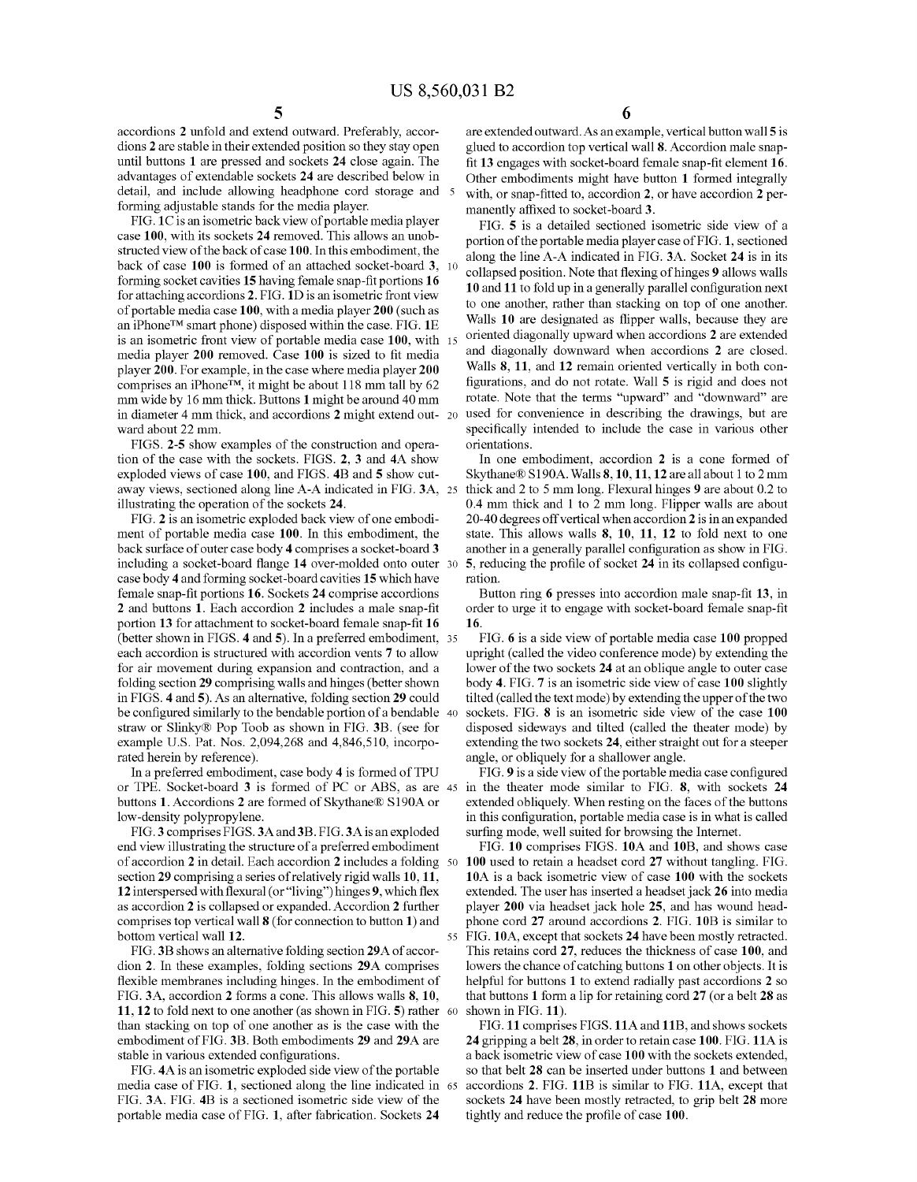accordions 2 unfold and extend outward. Preferably, accordions 2 are stable in their extended position so they stay open until buttons 1 are pressed and sockets 24 close again. The advantages of extendable sockets 24 are described below in detail, and include allowing headphone cord storage and forming adjustable stands for the media player.

FIG. 1C is an isometric back view of portable media player case 100, with its sockets 24 removed. This allows an unobstructed view of the back of case 100. In this embodiment, the back of case 100 is formed of an attached socket-board 3, forming socket cavities 15 having female snap-fit portions 16 for attaching accordions 2. FIG. 1D is an isometric front view of portable media case 100, with a media player 200 (such as an iPhone™ smart phone) disposed within the case. FIG. 1E is an isometric front view of portable media case 100, with media player 200 removed. Case 100 is sized to fit media player 200. For example, in the case where media player 200 comprises an iPhone™, it might be about 118 mm tall by 62 mm wide by 16 mm thick. Buttons 1 might be around 40 mm in diameter 4 mm thick, and accordions 2 might extend outward about 22 mm.

FIGS. 2-5 show examples of the construction and operation of the case with the sockets. FIGS. 2, 3 and 4A show exploded views of case 100, and FIGS. 4B and 5 show cutaway views, sectioned along line A-A indicated in FIG. 3A, illustrating the operation of the sockets 24.

FIG. 2 is an isometric exploded back view of one embodiment of portable media case 100. In this embodiment, the back surface of outer case body 4 comprises a socket-board 3 including a socket-board flange 14 over-molded onto outer case body 4 and forming socket-board cavities 15 which have female snap-fit portions 16. Sockets 24 comprise accordions 2 and buttons 1. Each accordion 2 includes a male snap-fit portion 13 for attachment to socket-board female snap-fit 16 (better shown in FIGS. 4 and 5). In a preferred embodiment, each accordion is structured with accordion vents 7 to allow for air movement during expansion and contraction, and a folding section 29 comprising walls and hinges (better shown in FIGS. 4 and 5). As an alternative, folding section 29 could be configured similarly to the bendable portion of a bendable straw or Slinky® Pop Toob as shown in FIG. 3B. (see for example U.S. Pat. Nos. 2,094,268 and 4,846,510, incorporated herein by reference).

In a preferred embodiment, case body 4 is formed of TPU or TPE. Socket-board 3 is formed of PC or ABS, as are buttons 1. Accordions 2 are formed of Skythane® S190A or low-density polypropylene.

FIG. 3 comprises FIGS. 3A and 3B. FIG. 3A is an exploded end view illustrating the structure of a preferred embodiment of accordion 2 in detail. Each accordion 2 includes a folding section 29 comprising a series of relatively rigid walls 10, 11, 12 interspersed with flexural (or "living") hinges 9, which flex as accordion 2 is collapsed or expanded. Accordion 2 further comprises top vertical wall 8 (for connection to button 1) and bottom vertical wall 12.

FIG. 3B shows an alternative folding section 29A of accordion 2. In these examples, folding sections 29A comprises flexible membranes including hinges. In the embodiment of FIG. 3A, accordion 2 forms a cone. This allows walls 8, 10, 11, 12 to fold next to one another (as shown in FIG. 5) rather than stacking on top of one another as is the case with the embodiment of FIG. 3B. Both embodiments 29 and 29A are stable in various extended configurations.

FIG. 4A is an isometric exploded side view of the portable media case of FIG. 1, sectioned along the line indicated in FIG. 3A. FIG. 4B is a sectioned isometric side view of the portable media case of FIG. 1, after fabrication. Sockets 24 are extended outward. As an example, vertical button wall 5 is glued to accordion top vertical wall 8. Accordion male snap-fit 13 engages with socket-board female snap-fit element 16. Other embodiments might have button 1 formed integrally with, or snap-fitted to, accordion 2, or have accordion 2 permanently affixed to socket-board 3.

FIG. 5 is a detailed sectioned isometric side view of a portion of the portable media player case of FIG. 1, sectioned along the line A-A indicated in FIG. 3A. Socket 24 is in its collapsed position. Note that flexing of hinges 9 allows walls 10 and 11 to fold up in a generally parallel configuration next to one another, rather than stacking on top of one another. Walls 10 are designated as flipper walls, because they are oriented diagonally upward when accordions 2 are extended and diagonally downward when accordions 2 are closed. Walls 8, 11, and 12 remain oriented vertically in both configurations, and do not rotate. Wall 5 is rigid and does not rotate. Note that the terms "upward" and "downward" are used for convenience in describing the drawings, but are specifically intended to include the case in various other orientations.

In one embodiment, accordion 2 is a cone formed of Skythane® S190A. Walls 8, 10, 11, 12 are all about 1 to 2 mm thick and 2 to 5 mm long. Flexural hinges 9 are about 0.2 to 0.4 mm thick and 1 to 2 mm long. Flipper walls are about 20-40 degrees off vertical when accordion 2 is in an expanded state. This allows walls 8, 10, 11, 12 to fold next to one another in a generally parallel configuration as show in FIG. 5, reducing the profile of socket 24 in its collapsed configuration.

Button ring 6 presses into accordion male snap-fit 13, in order to urge it to engage with socket-board female snap-fit 16.

FIG. 6 is a side view of portable media case 100 propped upright (called the video conference mode) by extending the lower of the two sockets 24 at an oblique angle to outer case body 4. FIG. 7 is an isometric side view of case 100 slightly tilted (called the text mode) by extending the upper of the two sockets. FIG. 8 is an isometric side view of the case 100 disposed sideways and tilted (called the theater mode) by extending the two sockets 24, either straight out for a steeper angle, or obliquely for a shallower angle.

FIG. 9 is a side view of the portable media case configured in the theater mode similar to FIG. 8, with sockets 24 extended obliquely. When resting on the faces of the buttons in this configuration, portable media case is in what is called surfing mode, well suited for browsing the Internet.

FIG. 10 comprises FIGS. 10A and 10B, and shows case 100 used to retain a headset cord 27 without tangling. FIG. 10A is a back isometric view of case 100 with the sockets extended. The user has inserted a headset jack 26 into media player 200 via headset jack hole 25, and has wound headphone cord 27 around accordions 2. FIG. 10B is similar to FIG. 10A, except that sockets 24 have been mostly retracted. This retains cord 27, reduces the thickness of case 100, and lowers the chance of catching buttons 1 on other objects. It is helpful for buttons 1 to extend radially past accordions 2 so that buttons 1 form a lip for retaining cord 27 (or a belt 28 as shown in FIG. 11).

FIG. 11 comprises FIGS. 11A and 11B, and shows sockets 24 gripping a belt 28, in order to retain case 100. FIG. 11A is a back isometric view of case 100 with the sockets extended, so that belt 28 can be inserted under buttons 1 and between accordions 2. FIG. 11B is similar to FIG. 11A, except that sockets 24 have been mostly retracted, to grip belt 28 more tightly and reduce the profile of case 100.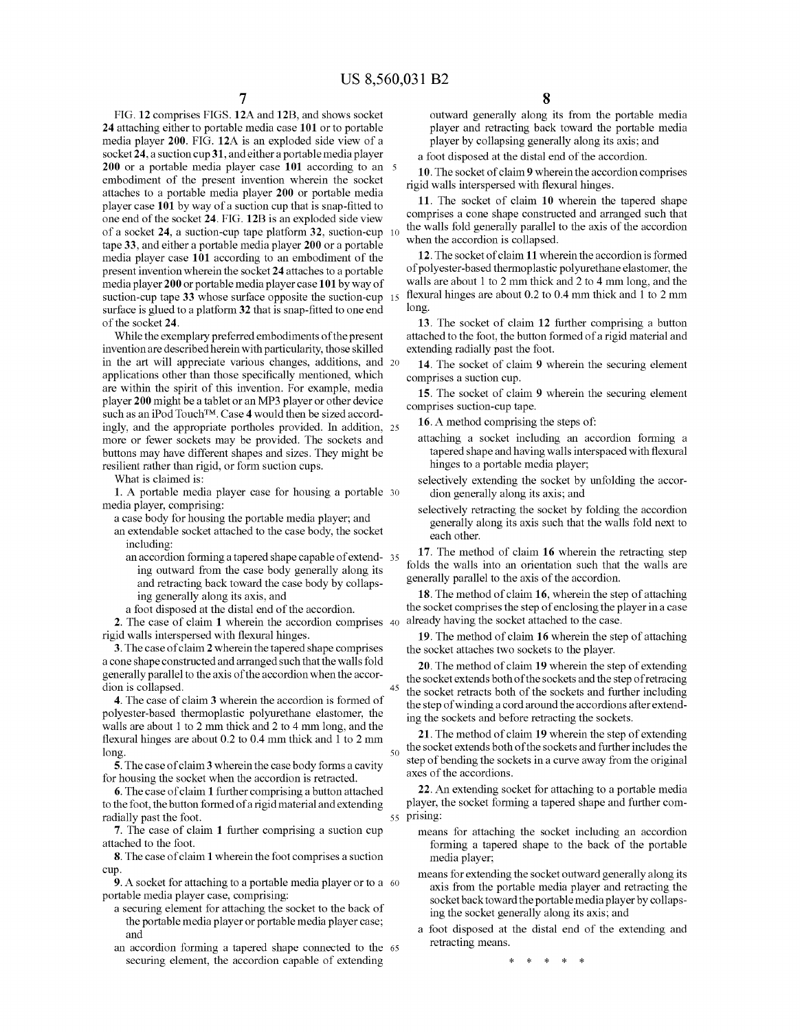FIG. 12 comprises FIGS. 12A and 12B, and shows socket 24 attaching either to portable media case 101 or to portable media player 200. FIG. 12A is an exploded side view of a socket 24, a suction cup 31, and either a portable media player 200 or a portable media player case 101 according to an embodiment of the present invention wherein the socket attaches to a portable media player 200 or portable media player case 101 by way of a suction cup that is snap-fitted to one end of the socket 24. FIG. 12B is an exploded side view of a socket 24, a suction-cup tape platform 32, suction-cup tape 33, and either a portable media player 200 or a portable media player case 101 according to an embodiment of the present invention wherein the socket 24 attaches to a portable media player 200 or portable media player case 101 by way of suction-cup tape 33 whose surface opposite the suction-cup surface is glued to a platform 32 that is snap-fitted to one end of the socket 24.

While the exemplary preferred embodiments of the present invention are described herein with particularity, those skilled in the art will appreciate various changes, additions, and applications other than those specifically mentioned, which are within the spirit of this invention. For example, media player 200 might be a tablet or an MP3 player or other device such as an iPod Touch™. Case 4 would then be sized accordingly, and the appropriate portholes provided. In addition, more or fewer sockets may be provided. The sockets and buttons may have different shapes and sizes. They might be resilient rather than rigid, or form suction cups.

What is claimed is:

1. A portable media player case for housing a portable media player, comprising:
   - a case body for housing the portable media player; and
   - an extendable socket attached to the case body, the socket including:
     - an accordion forming a tapered shape capable of extending outward from the case body generally along its and retracting back toward the case body by collapsing generally along its axis, and
     - a foot disposed at the distal end of the accordion.

2. The case of claim 1 wherein the accordion comprises rigid walls interspersed with flexural hinges.

3. The case of claim 2 wherein the tapered shape comprises a cone shape constructed and arranged such that the walls fold generally parallel to the axis of the accordion when the accordion is collapsed.

4. The case of claim 3 wherein the accordion is formed of polyester-based thermoplastic polyurethane elastomer, the walls are about 1 to 2 mm thick and 2 to 4 mm long, and the flexural hinges are about 0.2 to 0.4 mm thick and 1 to 2 mm long.

5. The case of claim 3 wherein the case body forms a cavity for housing the socket when the accordion is retracted.

6. The case of claim 1 further comprising a button attached to the foot, the button formed of a rigid material and extending radially past the foot.

7. The case of claim 1 further comprising a suction cup attached to the foot.

8. The case of claim 1 wherein the foot comprises a suction cup.

9. A socket for attaching to a portable media player or to a portable media player case, comprising:
   - a securing element for attaching the socket to the back of the portable media player or portable media player case; and
   - an accordion forming a tapered shape connected to the securing element, the accordion capable of extending outward generally along its from the portable media player and retracting back toward the portable media player by collapsing generally along its axis; and
   - a foot disposed at the distal end of the accordion.

10. The socket of claim 9 wherein the accordion comprises rigid walls interspersed with flexural hinges.

11. The socket of claim 10 wherein the tapered shape comprises a cone shape constructed and arranged such that the walls fold generally parallel to the axis of the accordion when the accordion is collapsed.

12. The socket of claim 11 wherein the accordion is formed of polyester-based thermoplastic polyurethane elastomer, the walls are about 1 to 2 mm thick and 2 to 4 mm long, and the flexural hinges are about 0.2 to 0.4 mm thick and 1 to 2 mm long.

13. The socket of claim 12 further comprising a button attached to the foot, the button formed of a rigid material and extending radially past the foot.

14. The socket of claim 9 wherein the securing element comprises a suction cup.

15. The socket of claim 9 wherein the securing element comprises suction-cup tape.

16. A method comprising the steps of:
   - attaching a socket including an accordion forming a tapered shape and having walls interspaced with flexural hinges to a portable media player;
   - selectively extending the socket by unfolding the accordion generally along its axis; and
   - selectively retracting the socket by folding the accordion generally along its axis such that the walls fold next to each other.

17. The method of claim 16 wherein the retracting step folds the walls into an orientation such that the walls are generally parallel to the axis of the accordion.

18. The method of claim 16, wherein the step of attaching the socket comprises the step of enclosing the player in a case already having the socket attached to the case.

19. The method of claim 16 wherein the step of attaching the socket attaches two sockets to the player.

20. The method of claim 19 wherein the step of extending the socket extends both of the sockets and the step of retracing the socket retracts both of the sockets and further including the step of winding a cord around the accordions after extending the sockets and before retracting the sockets.

21. The method of claim 19 wherein the step of extending the socket extends both of the sockets and further includes the step of bending the sockets in a curve away from the original axes of the accordions.

22. An extending socket for attaching to a portable media player, the socket forming a tapered shape and further comprising:
   - means for attaching the socket including an accordion forming a tapered shape to the back of the portable media player;
   - means for extending the socket outward generally along its axis from the portable media player and retracting the socket back toward the portable media player by collapsing the socket generally along its axis; and
   - a foot disposed at the distal end of the extending and retracting means.

* * * * *